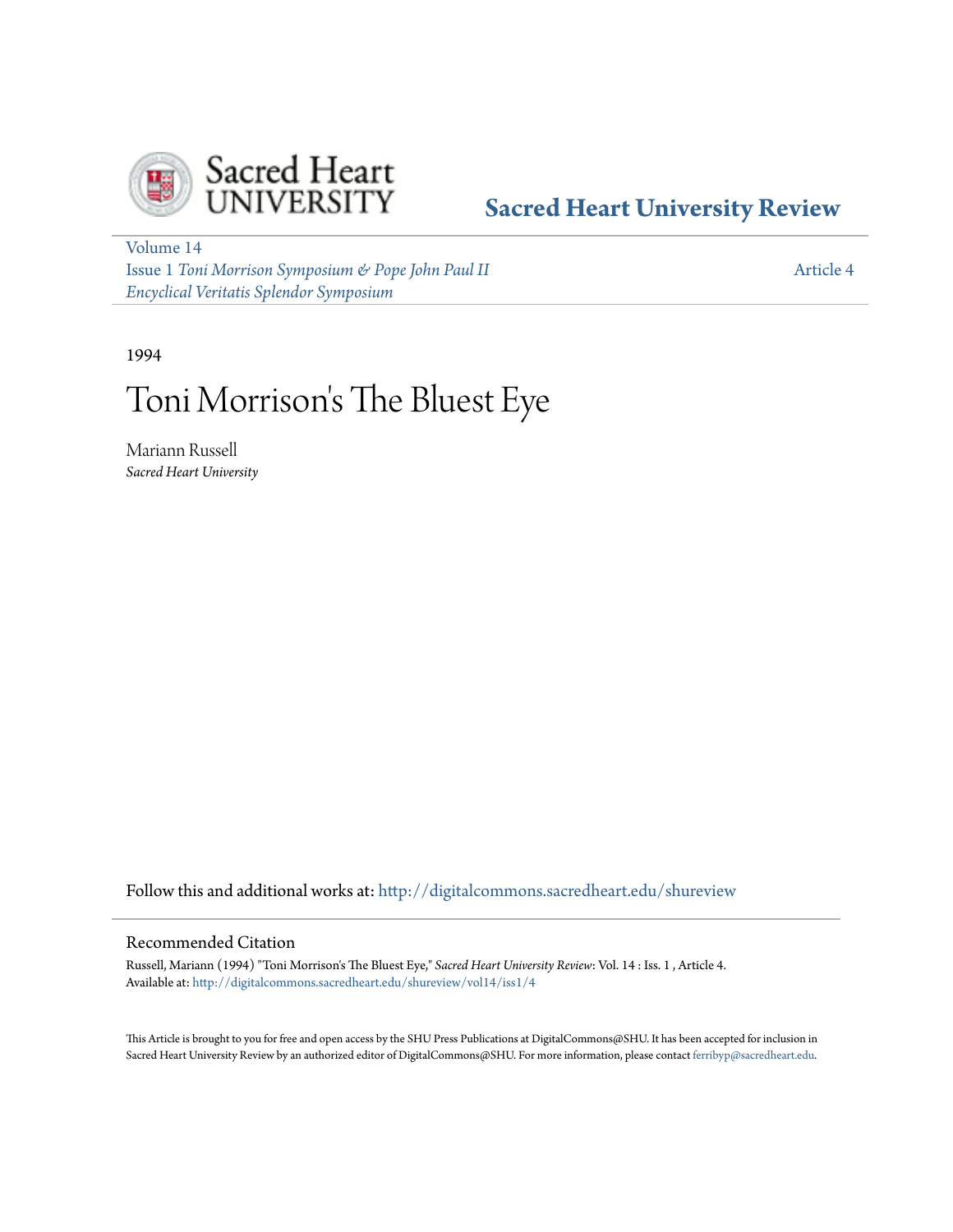Sacred Heart UNIVERSITY

**Sacred Heart University Review**

Volume 14
Issue 1 *Toni Morrison Symposium & Pope John Paul II Encyclical Veritatis Splendor Symposium*

Article 4

1994

# Toni Morrison's The Bluest Eye

Mariann Russell
*Sacred Heart University*

Follow this and additional works at: http://digitalcommons.sacredheart.edu/shureview

## Recommended Citation

Russell, Mariann (1994) "Toni Morrison's The Bluest Eye," *Sacred Heart University Review*: Vol. 14 : Iss. 1 , Article 4.
Available at: http://digitalcommons.sacredheart.edu/shureview/vol14/iss1/4

This Article is brought to you for free and open access by the SHU Press Publications at DigitalCommons@SHU. It has been accepted for inclusion in Sacred Heart University Review by an authorized editor of DigitalCommons@SHU. For more information, please contact ferribyp@sacredheart.edu.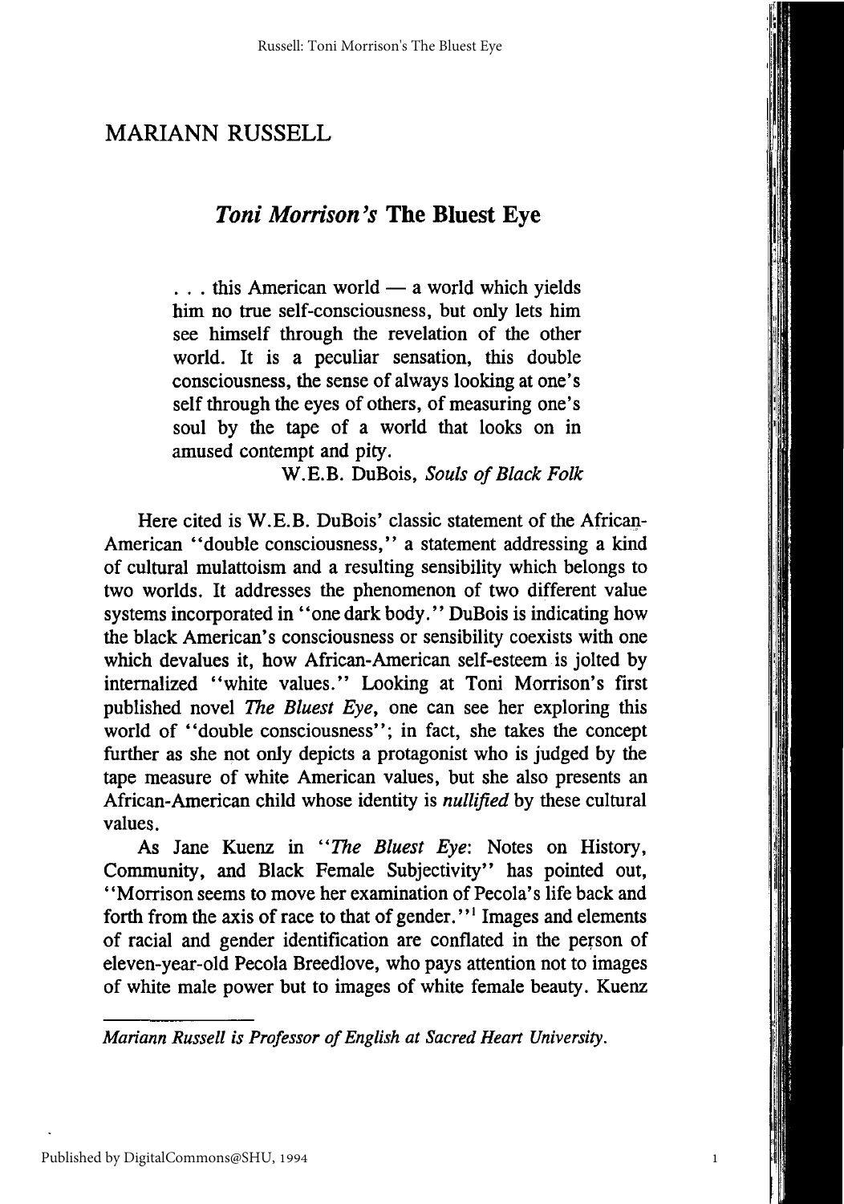## MARIANN RUSSELL

# *Toni Morrison's* The Bluest Eye

> . . . this American world — a world which yields him no true self-consciousness, but only lets him see himself through the revelation of the other world. It is a peculiar sensation, this double consciousness, the sense of always looking at one's self through the eyes of others, of measuring one's soul by the tape of a world that looks on in amused contempt and pity.
>
> W.E.B. DuBois, *Souls of Black Folk*

Here cited is W.E.B. DuBois' classic statement of the African-American "double consciousness," a statement addressing a kind of cultural mulattoism and a resulting sensibility which belongs to two worlds. It addresses the phenomenon of two different value systems incorporated in "one dark body." DuBois is indicating how the black American's consciousness or sensibility coexists with one which devalues it, how African-American self-esteem is jolted by internalized "white values." Looking at Toni Morrison's first published novel *The Bluest Eye*, one can see her exploring this world of "double consciousness"; in fact, she takes the concept further as she not only depicts a protagonist who is judged by the tape measure of white American values, but she also presents an African-American child whose identity is *nullified* by these cultural values.

As Jane Kuenz in "*The Bluest Eye*: Notes on History, Community, and Black Female Subjectivity" has pointed out, "Morrison seems to move her examination of Pecola's life back and forth from the axis of race to that of gender."[1] Images and elements of racial and gender identification are conflated in the person of eleven-year-old Pecola Breedlove, who pays attention not to images of white male power but to images of white female beauty. Kuenz

---

*Mariann Russell is Professor of English at Sacred Heart University.*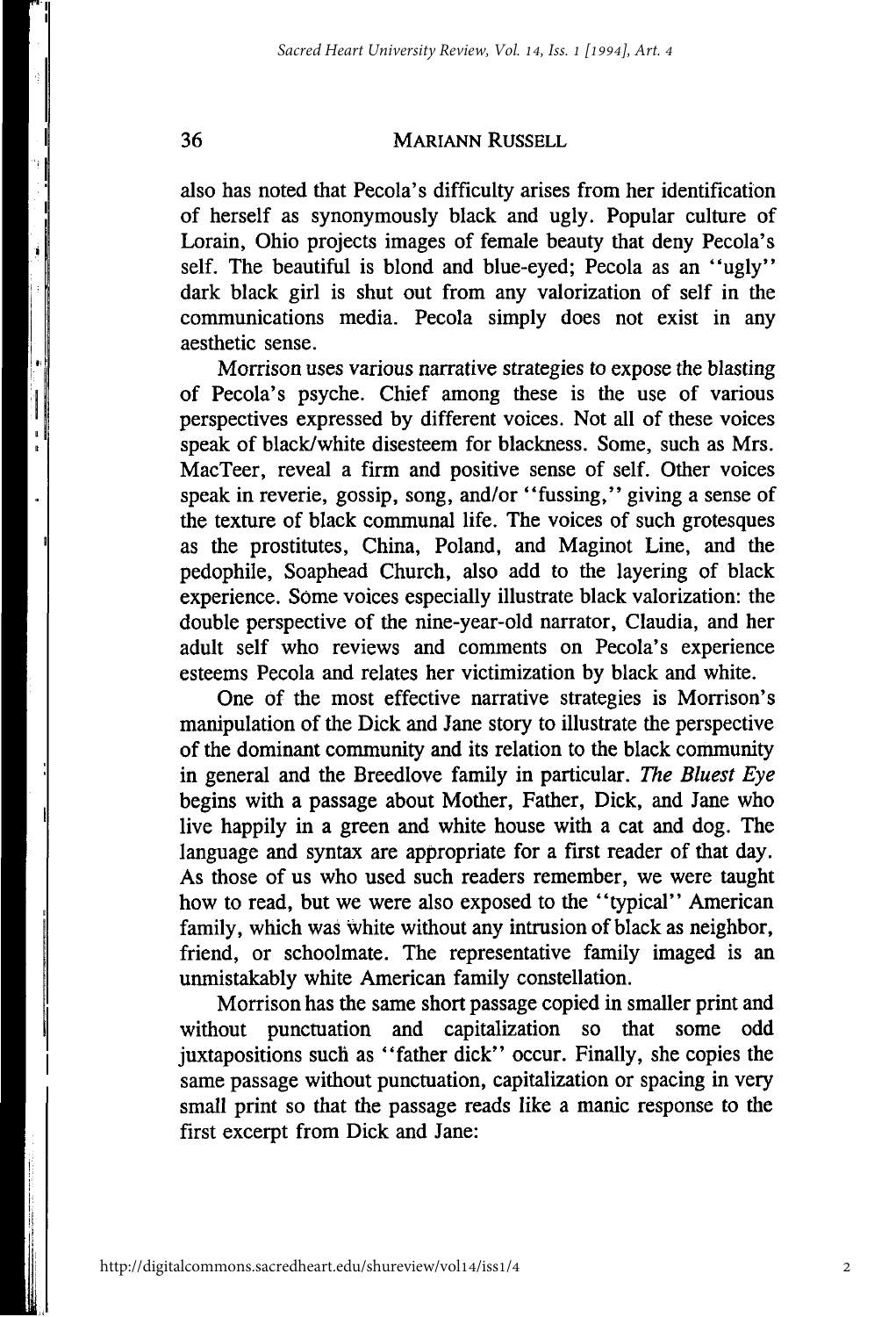also has noted that Pecola's difficulty arises from her identification of herself as synonymously black and ugly. Popular culture of Lorain, Ohio projects images of female beauty that deny Pecola's self. The beautiful is blond and blue-eyed; Pecola as an "ugly" dark black girl is shut out from any valorization of self in the communications media. Pecola simply does not exist in any aesthetic sense.

Morrison uses various narrative strategies to expose the blasting of Pecola's psyche. Chief among these is the use of various perspectives expressed by different voices. Not all of these voices speak of black/white disesteem for blackness. Some, such as Mrs. MacTeer, reveal a firm and positive sense of self. Other voices speak in reverie, gossip, song, and/or "fussing," giving a sense of the texture of black communal life. The voices of such grotesques as the prostitutes, China, Poland, and Maginot Line, and the pedophile, Soaphead Church, also add to the layering of black experience. Some voices especially illustrate black valorization: the double perspective of the nine-year-old narrator, Claudia, and her adult self who reviews and comments on Pecola's experience esteems Pecola and relates her victimization by black and white.

One of the most effective narrative strategies is Morrison's manipulation of the Dick and Jane story to illustrate the perspective of the dominant community and its relation to the black community in general and the Breedlove family in particular. *The Bluest Eye* begins with a passage about Mother, Father, Dick, and Jane who live happily in a green and white house with a cat and dog. The language and syntax are appropriate for a first reader of that day. As those of us who used such readers remember, we were taught how to read, but we were also exposed to the "typical" American family, which was white without any intrusion of black as neighbor, friend, or schoolmate. The representative family imaged is an unmistakably white American family constellation.

Morrison has the same short passage copied in smaller print and without punctuation and capitalization so that some odd juxtapositions such as "father dick" occur. Finally, she copies the same passage without punctuation, capitalization or spacing in very small print so that the passage reads like a manic response to the first excerpt from Dick and Jane: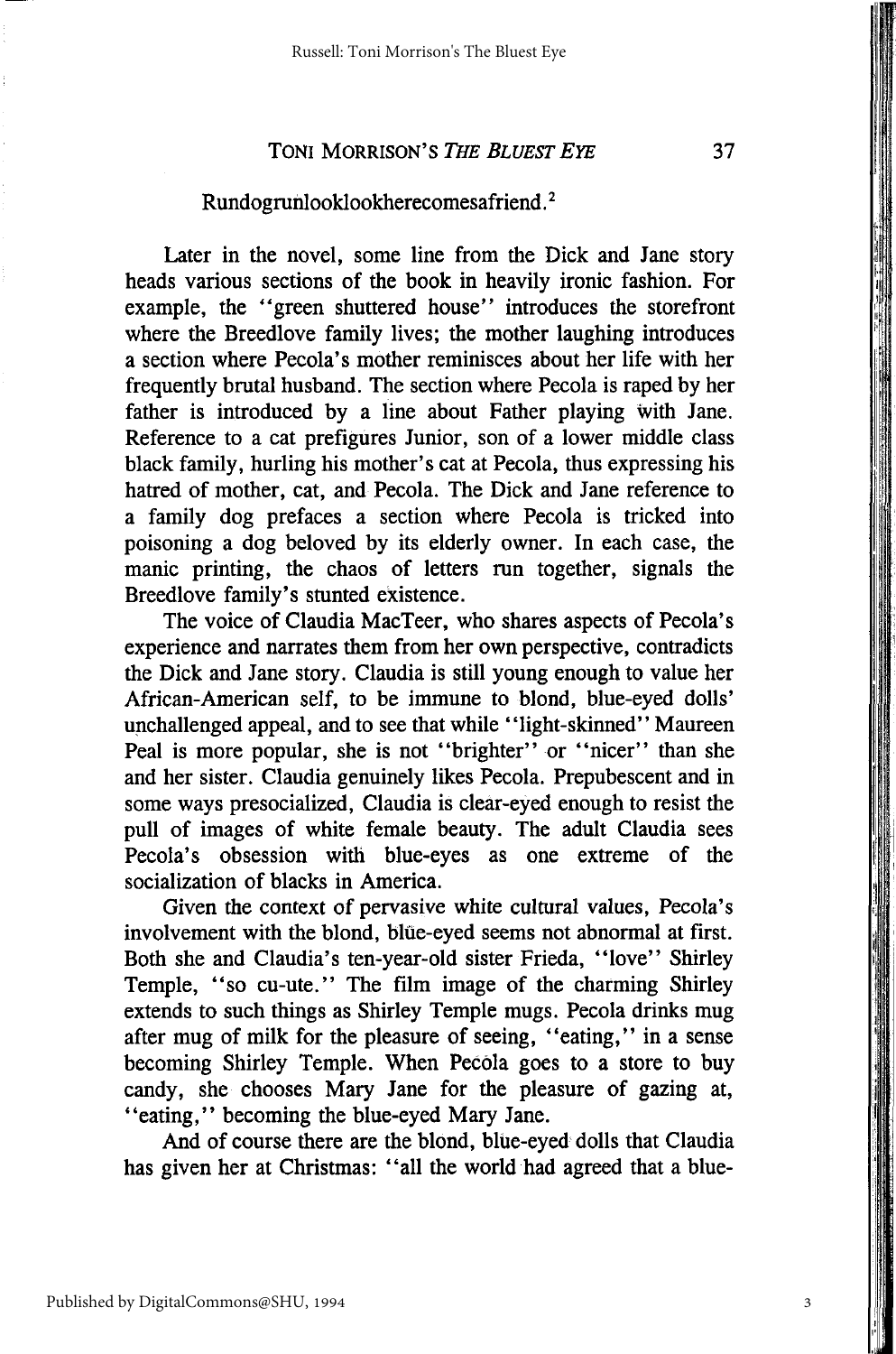Rundogrunlooklookherecomesafriend.[2]

Later in the novel, some line from the Dick and Jane story heads various sections of the book in heavily ironic fashion. For example, the "green shuttered house" introduces the storefront where the Breedlove family lives; the mother laughing introduces a section where Pecola's mother reminisces about her life with her frequently brutal husband. The section where Pecola is raped by her father is introduced by a line about Father playing with Jane. Reference to a cat prefigures Junior, son of a lower middle class black family, hurling his mother's cat at Pecola, thus expressing his hatred of mother, cat, and Pecola. The Dick and Jane reference to a family dog prefaces a section where Pecola is tricked into poisoning a dog beloved by its elderly owner. In each case, the manic printing, the chaos of letters run together, signals the Breedlove family's stunted existence.

The voice of Claudia MacTeer, who shares aspects of Pecola's experience and narrates them from her own perspective, contradicts the Dick and Jane story. Claudia is still young enough to value her African-American self, to be immune to blond, blue-eyed dolls' unchallenged appeal, and to see that while "light-skinned" Maureen Peal is more popular, she is not "brighter" or "nicer" than she and her sister. Claudia genuinely likes Pecola. Prepubescent and in some ways presocialized, Claudia is clear-eyed enough to resist the pull of images of white female beauty. The adult Claudia sees Pecola's obsession with blue-eyes as one extreme of the socialization of blacks in America.

Given the context of pervasive white cultural values, Pecola's involvement with the blond, blue-eyed seems not abnormal at first. Both she and Claudia's ten-year-old sister Frieda, "love" Shirley Temple, "so cu-ute." The film image of the charming Shirley extends to such things as Shirley Temple mugs. Pecola drinks mug after mug of milk for the pleasure of seeing, "eating," in a sense becoming Shirley Temple. When Pecola goes to a store to buy candy, she chooses Mary Jane for the pleasure of gazing at, "eating," becoming the blue-eyed Mary Jane.

And of course there are the blond, blue-eyed dolls that Claudia has given her at Christmas: "all the world had agreed that a blue-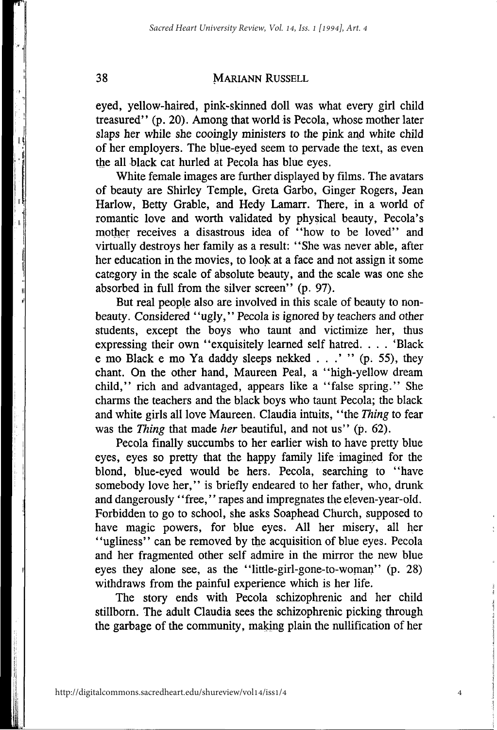eyed, yellow-haired, pink-skinned doll was what every girl child treasured'' (p. 20). Among that world is Pecola, whose mother later slaps her while she cooingly ministers to the pink and white child of her employers. The blue-eyed seem to pervade the text, as even the all black cat hurled at Pecola has blue eyes.

White female images are further displayed by films. The avatars of beauty are Shirley Temple, Greta Garbo, Ginger Rogers, Jean Harlow, Betty Grable, and Hedy Lamarr. There, in a world of romantic love and worth validated by physical beauty, Pecola's mother receives a disastrous idea of ''how to be loved'' and virtually destroys her family as a result: ''She was never able, after her education in the movies, to look at a face and not assign it some category in the scale of absolute beauty, and the scale was one she absorbed in full from the silver screen'' (p. 97).

But real people also are involved in this scale of beauty to non-beauty. Considered ''ugly,'' Pecola is ignored by teachers and other students, except the boys who taunt and victimize her, thus expressing their own ''exquisitely learned self hatred. . . . 'Black e mo Black e mo Ya daddy sleeps nekked . . .' '' (p. 55), they chant. On the other hand, Maureen Peal, a ''high-yellow dream child,'' rich and advantaged, appears like a ''false spring.'' She charms the teachers and the black boys who taunt Pecola; the black and white girls all love Maureen. Claudia intuits, ''the *Thing* to fear was the *Thing* that made *her* beautiful, and not us'' (p. 62).

Pecola finally succumbs to her earlier wish to have pretty blue eyes, eyes so pretty that the happy family life imagined for the blond, blue-eyed would be hers. Pecola, searching to ''have somebody love her,'' is briefly endeared to her father, who, drunk and dangerously ''free,'' rapes and impregnates the eleven-year-old. Forbidden to go to school, she asks Soaphead Church, supposed to have magic powers, for blue eyes. All her misery, all her ''ugliness'' can be removed by the acquisition of blue eyes. Pecola and her fragmented other self admire in the mirror the new blue eyes they alone see, as the ''little-girl-gone-to-woman'' (p. 28) withdraws from the painful experience which is her life.

The story ends with Pecola schizophrenic and her child stillborn. The adult Claudia sees the schizophrenic picking through the garbage of the community, making plain the nullification of her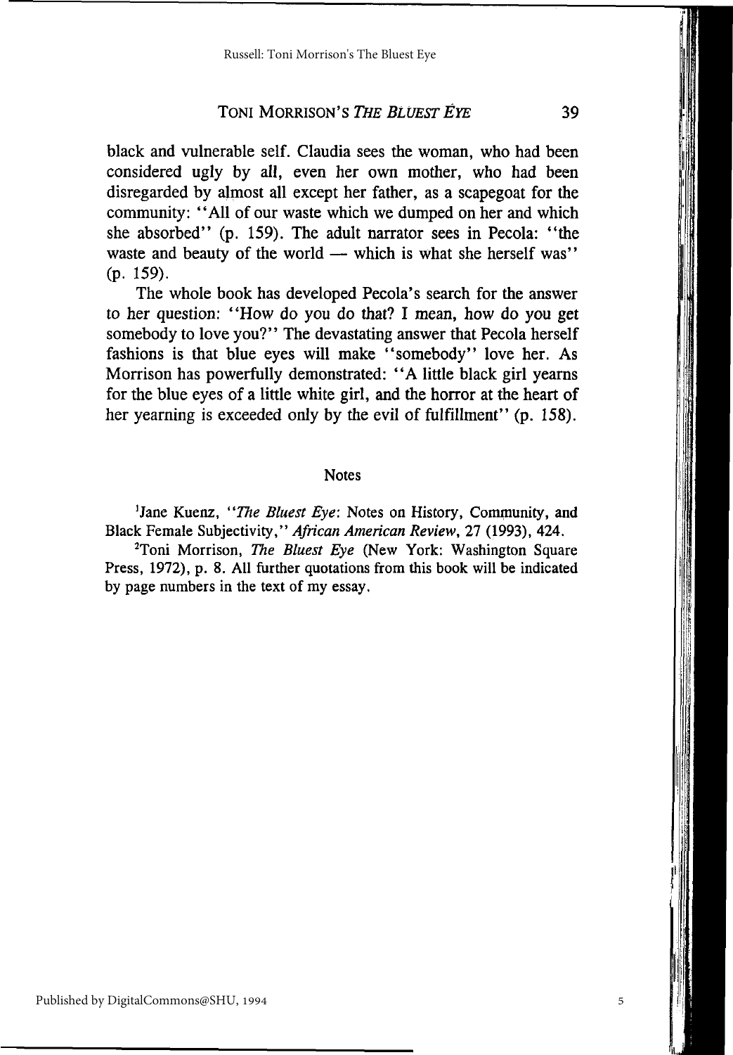black and vulnerable self. Claudia sees the woman, who had been considered ugly by all, even her own mother, who had been disregarded by almost all except her father, as a scapegoat for the community: "All of our waste which we dumped on her and which she absorbed" (p. 159). The adult narrator sees in Pecola: "the waste and beauty of the world — which is what she herself was" (p. 159).

The whole book has developed Pecola's search for the answer to her question: "How do you do that? I mean, how do you get somebody to love you?" The devastating answer that Pecola herself fashions is that blue eyes will make "somebody" love her. As Morrison has powerfully demonstrated: "A little black girl yearns for the blue eyes of a little white girl, and the horror at the heart of her yearning is exceeded only by the evil of fulfillment" (p. 158).

## Notes

[1]Jane Kuenz, "*The Bluest Eye*: Notes on History, Community, and Black Female Subjectivity," *African American Review*, 27 (1993), 424.

[2]Toni Morrison, *The Bluest Eye* (New York: Washington Square Press, 1972), p. 8. All further quotations from this book will be indicated by page numbers in the text of my essay.